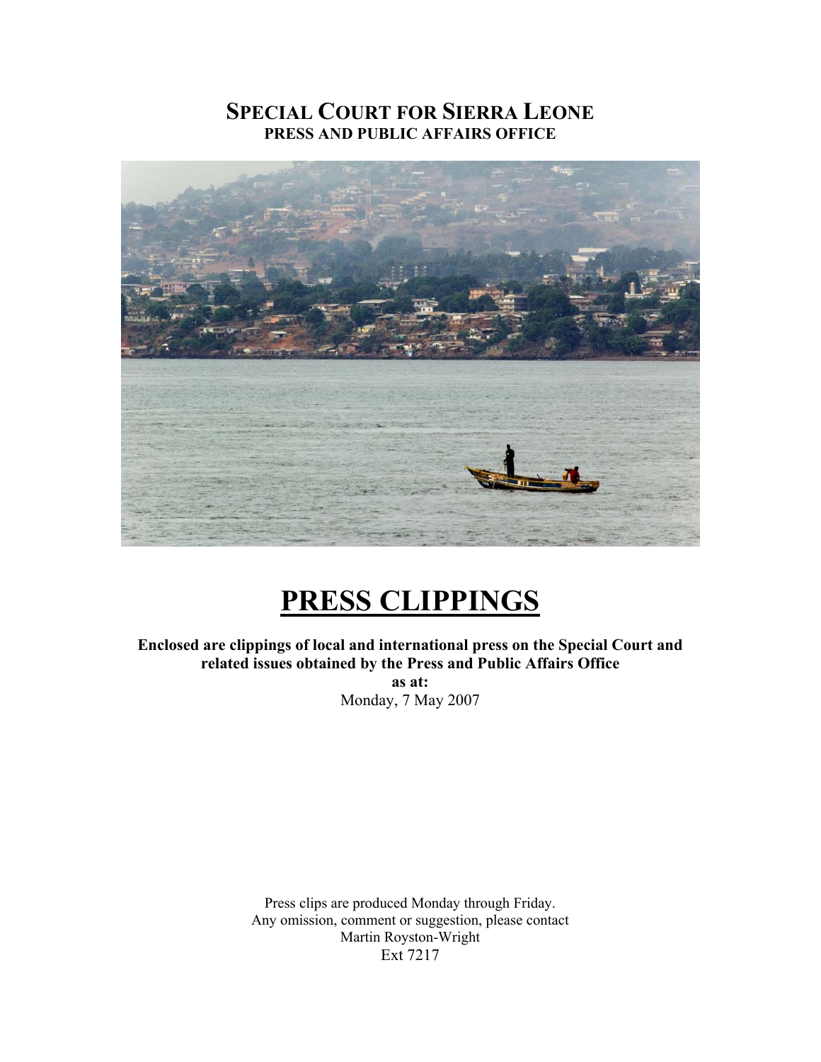# SPECIAL COURT FOR SIERRA LEONE

**PRESS AND PUBLIC AFFAIRS OFFICE**

# PRESS CLIPPINGS

**Enclosed are clippings of local and international press on the Special Court and related issues obtained by the Press and Public Affairs Office**

**as at:**

Monday, 7 May 2007

Press clips are produced Monday through Friday.
Any omission, comment or suggestion, please contact
Martin Royston-Wright
Ext 7217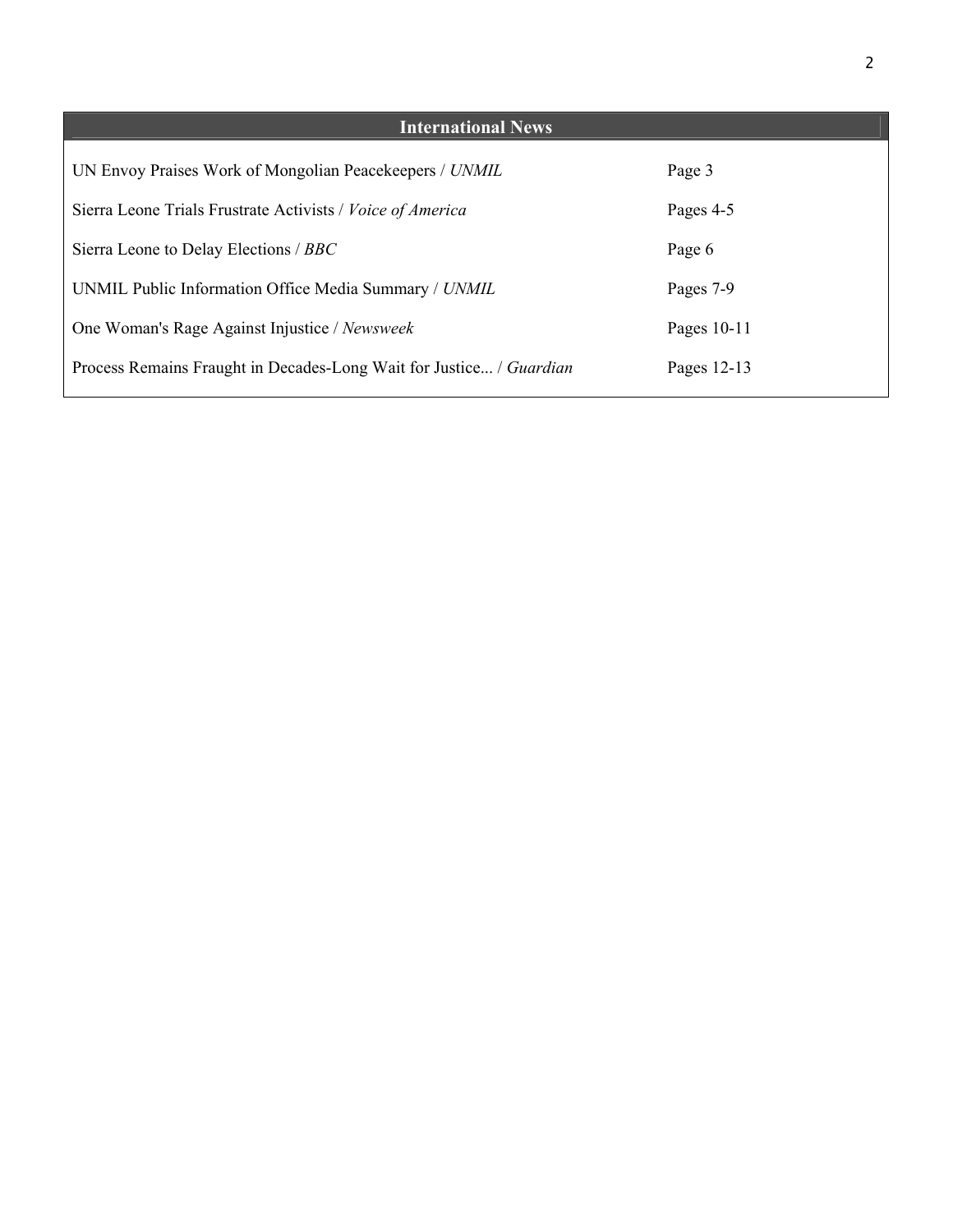## International News

| | |
|---|---|
| UN Envoy Praises Work of Mongolian Peacekeepers / *UNMIL* | Page 3 |
| Sierra Leone Trials Frustrate Activists / *Voice of America* | Pages 4-5 |
| Sierra Leone to Delay Elections / *BBC* | Page 6 |
| UNMIL Public Information Office Media Summary / *UNMIL* | Pages 7-9 |
| One Woman's Rage Against Injustice / *Newsweek* | Pages 10-11 |
| Process Remains Fraught in Decades-Long Wait for Justice... / *Guardian* | Pages 12-13 |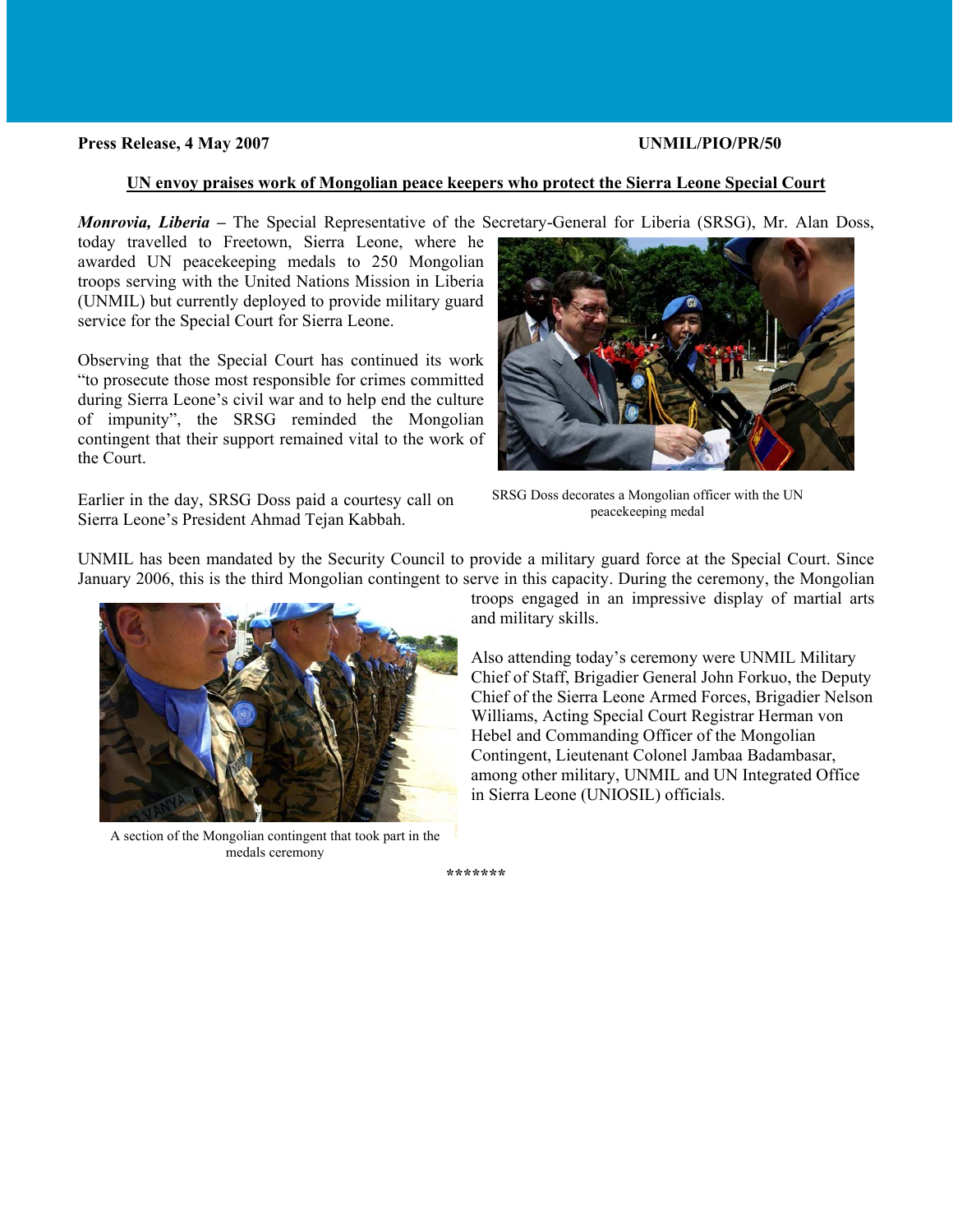**Press Release, 4 May 2007** **UNMIL/PIO/PR/50**

**UN envoy praises work of Mongolian peace keepers who protect the Sierra Leone Special Court**

***Monrovia, Liberia* –** The Special Representative of the Secretary-General for Liberia (SRSG), Mr. Alan Doss, today travelled to Freetown, Sierra Leone, where he awarded UN peacekeeping medals to 250 Mongolian troops serving with the United Nations Mission in Liberia (UNMIL) but currently deployed to provide military guard service for the Special Court for Sierra Leone.

Observing that the Special Court has continued its work "to prosecute those most responsible for crimes committed during Sierra Leone's civil war and to help end the culture of impunity", the SRSG reminded the Mongolian contingent that their support remained vital to the work of the Court.

SRSG Doss decorates a Mongolian officer with the UN peacekeeping medal

Earlier in the day, SRSG Doss paid a courtesy call on Sierra Leone's President Ahmad Tejan Kabbah.

UNMIL has been mandated by the Security Council to provide a military guard force at the Special Court. Since January 2006, this is the third Mongolian contingent to serve in this capacity. During the ceremony, the Mongolian troops engaged in an impressive display of martial arts and military skills.

Also attending today's ceremony were UNMIL Military Chief of Staff, Brigadier General John Forkuo, the Deputy Chief of the Sierra Leone Armed Forces, Brigadier Nelson Williams, Acting Special Court Registrar Herman von Hebel and Commanding Officer of the Mongolian Contingent, Lieutenant Colonel Jambaa Badambasar, among other military, UNMIL and UN Integrated Office in Sierra Leone (UNIOSIL) officials.

A section of the Mongolian contingent that took part in the medals ceremony

*******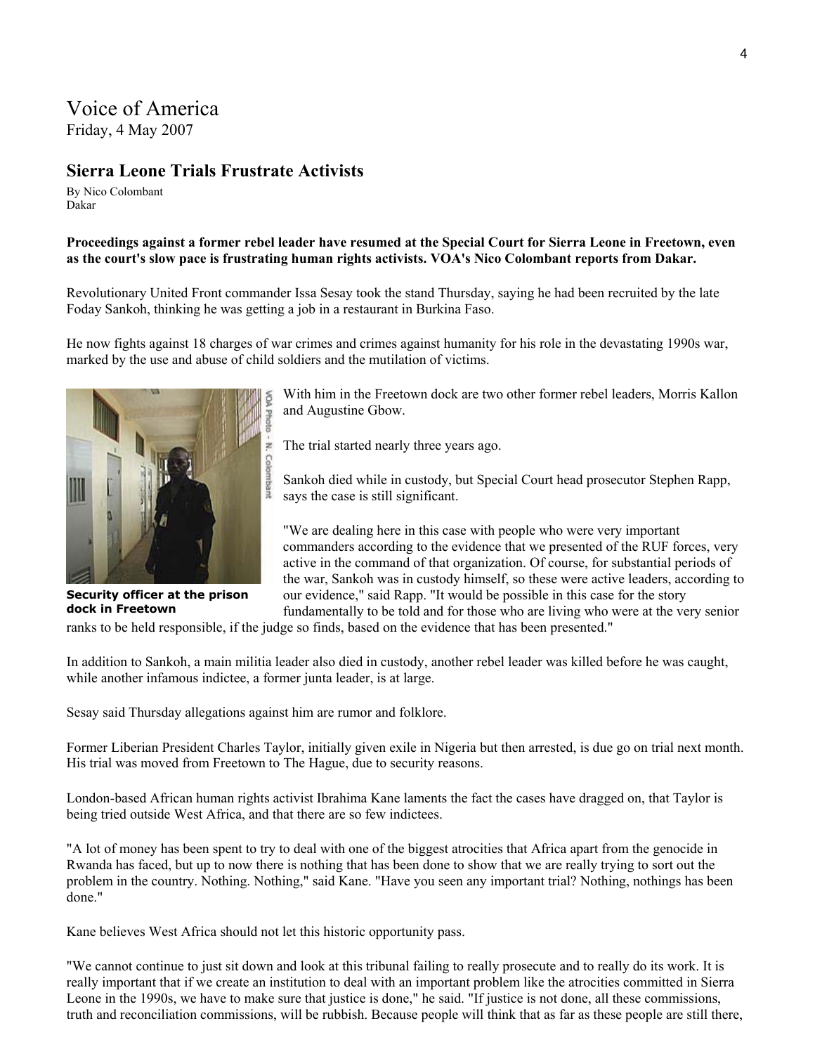# Voice of America

Friday, 4 May 2007

## Sierra Leone Trials Frustrate Activists

By Nico Colombant
Dakar

**Proceedings against a former rebel leader have resumed at the Special Court for Sierra Leone in Freetown, even as the court's slow pace is frustrating human rights activists. VOA's Nico Colombant reports from Dakar.**

Revolutionary United Front commander Issa Sesay took the stand Thursday, saying he had been recruited by the late Foday Sankoh, thinking he was getting a job in a restaurant in Burkina Faso.

He now fights against 18 charges of war crimes and crimes against humanity for his role in the devastating 1990s war, marked by the use and abuse of child soldiers and the mutilation of victims.

**Security officer at the prison dock in Freetown**

With him in the Freetown dock are two other former rebel leaders, Morris Kallon and Augustine Gbow.

The trial started nearly three years ago.

Sankoh died while in custody, but Special Court head prosecutor Stephen Rapp, says the case is still significant.

"We are dealing here in this case with people who were very important commanders according to the evidence that we presented of the RUF forces, very active in the command of that organization. Of course, for substantial periods of the war, Sankoh was in custody himself, so these were active leaders, according to our evidence," said Rapp. "It would be possible in this case for the story fundamentally to be told and for those who are living who were at the very senior ranks to be held responsible, if the judge so finds, based on the evidence that has been presented."

In addition to Sankoh, a main militia leader also died in custody, another rebel leader was killed before he was caught, while another infamous indictee, a former junta leader, is at large.

Sesay said Thursday allegations against him are rumor and folklore.

Former Liberian President Charles Taylor, initially given exile in Nigeria but then arrested, is due go on trial next month. His trial was moved from Freetown to The Hague, due to security reasons.

London-based African human rights activist Ibrahima Kane laments the fact the cases have dragged on, that Taylor is being tried outside West Africa, and that there are so few indictees.

"A lot of money has been spent to try to deal with one of the biggest atrocities that Africa apart from the genocide in Rwanda has faced, but up to now there is nothing that has been done to show that we are really trying to sort out the problem in the country. Nothing. Nothing," said Kane. "Have you seen any important trial? Nothing, nothings has been done."

Kane believes West Africa should not let this historic opportunity pass.

"We cannot continue to just sit down and look at this tribunal failing to really prosecute and to really do its work. It is really important that if we create an institution to deal with an important problem like the atrocities committed in Sierra Leone in the 1990s, we have to make sure that justice is done," he said. "If justice is not done, all these commissions, truth and reconciliation commissions, will be rubbish. Because people will think that as far as these people are still there,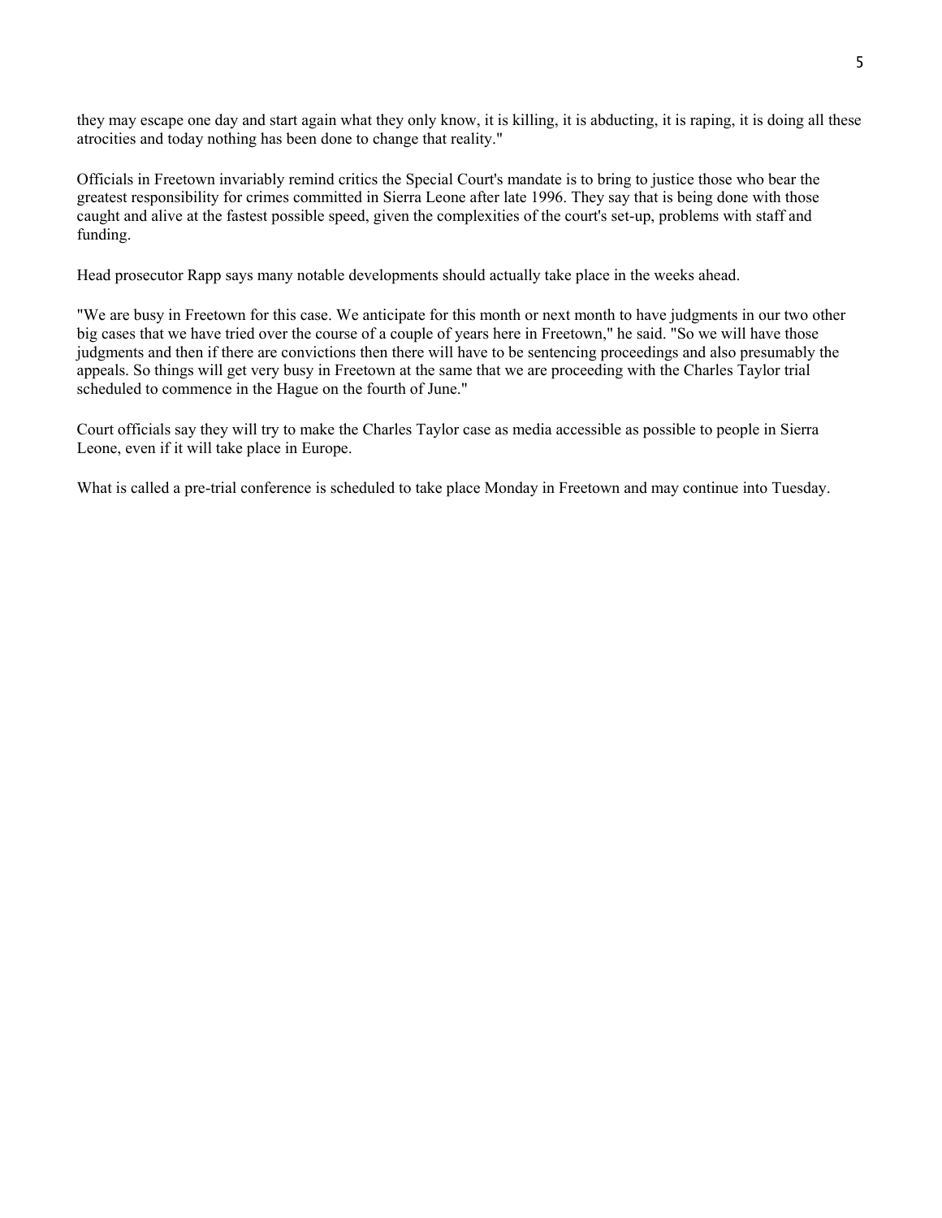they may escape one day and start again what they only know, it is killing, it is abducting, it is raping, it is doing all these atrocities and today nothing has been done to change that reality."

Officials in Freetown invariably remind critics the Special Court's mandate is to bring to justice those who bear the greatest responsibility for crimes committed in Sierra Leone after late 1996. They say that is being done with those caught and alive at the fastest possible speed, given the complexities of the court's set-up, problems with staff and funding.

Head prosecutor Rapp says many notable developments should actually take place in the weeks ahead.

"We are busy in Freetown for this case. We anticipate for this month or next month to have judgments in our two other big cases that we have tried over the course of a couple of years here in Freetown," he said. "So we will have those judgments and then if there are convictions then there will have to be sentencing proceedings and also presumably the appeals. So things will get very busy in Freetown at the same that we are proceeding with the Charles Taylor trial scheduled to commence in the Hague on the fourth of June."

Court officials say they will try to make the Charles Taylor case as media accessible as possible to people in Sierra Leone, even if it will take place in Europe.

What is called a pre-trial conference is scheduled to take place Monday in Freetown and may continue into Tuesday.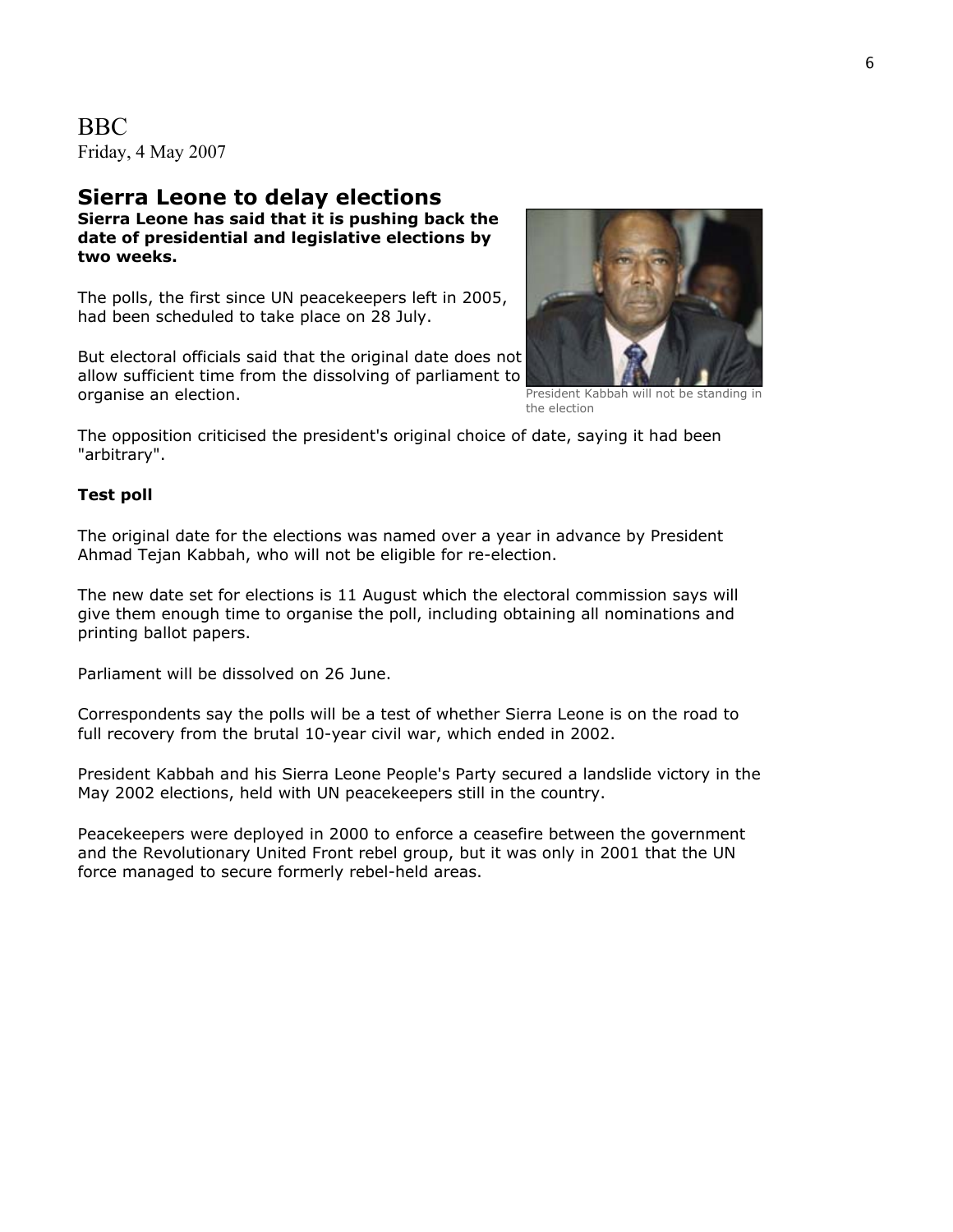BBC
Friday, 4 May 2007

## Sierra Leone to delay elections

**Sierra Leone has said that it is pushing back the date of presidential and legislative elections by two weeks.**

The polls, the first since UN peacekeepers left in 2005, had been scheduled to take place on 28 July.

But electoral officials said that the original date does not allow sufficient time from the dissolving of parliament to organise an election.

President Kabbah will not be standing in the election

The opposition criticised the president's original choice of date, saying it had been "arbitrary".

**Test poll**

The original date for the elections was named over a year in advance by President Ahmad Tejan Kabbah, who will not be eligible for re-election.

The new date set for elections is 11 August which the electoral commission says will give them enough time to organise the poll, including obtaining all nominations and printing ballot papers.

Parliament will be dissolved on 26 June.

Correspondents say the polls will be a test of whether Sierra Leone is on the road to full recovery from the brutal 10-year civil war, which ended in 2002.

President Kabbah and his Sierra Leone People's Party secured a landslide victory in the May 2002 elections, held with UN peacekeepers still in the country.

Peacekeepers were deployed in 2000 to enforce a ceasefire between the government and the Revolutionary United Front rebel group, but it was only in 2001 that the UN force managed to secure formerly rebel-held areas.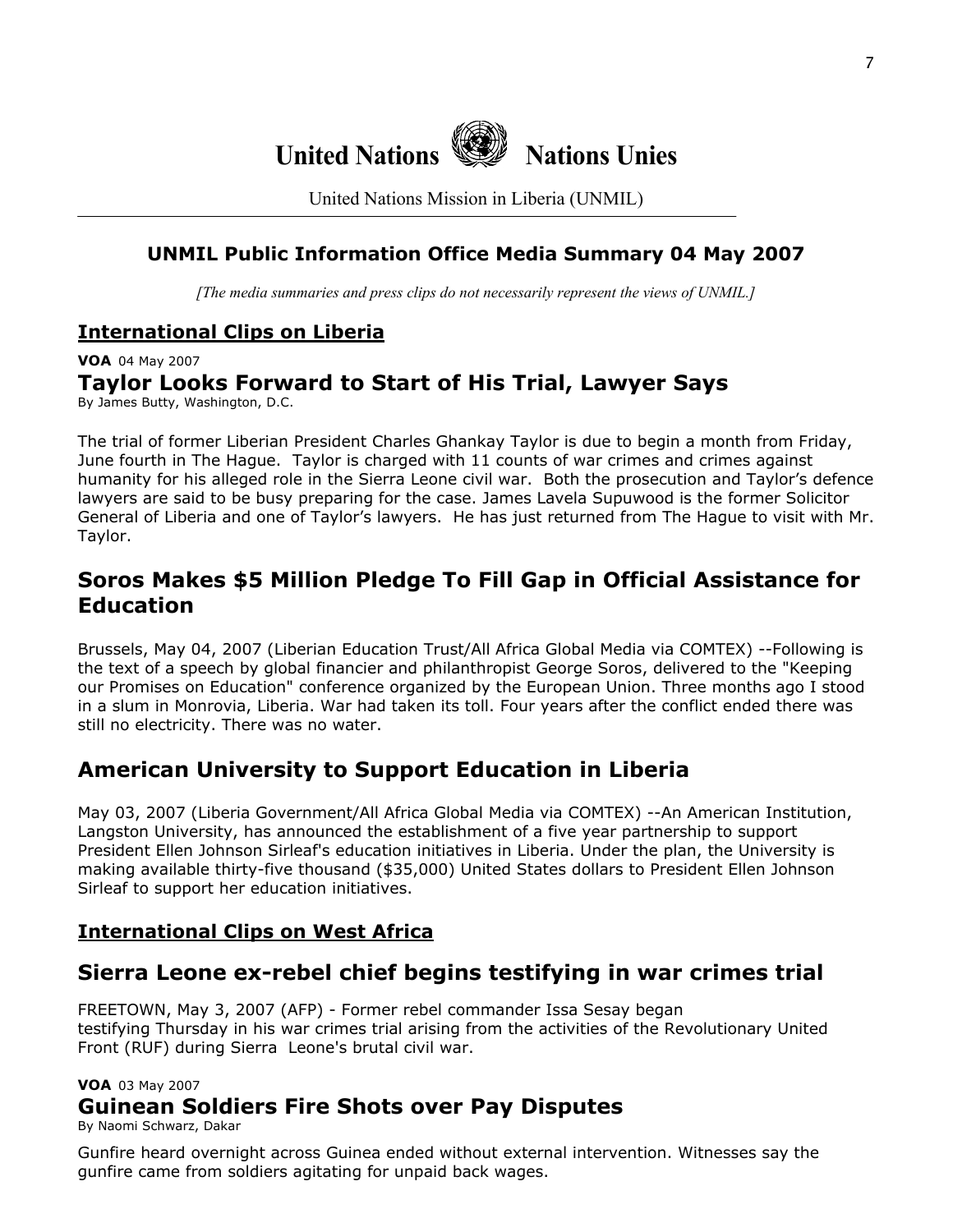**United Nations** **Nations Unies**

United Nations Mission in Liberia (UNMIL)

## UNMIL Public Information Office Media Summary 04 May 2007

*[The media summaries and press clips do not necessarily represent the views of UNMIL.]*

### International Clips on Liberia

**VOA** 04 May 2007

## Taylor Looks Forward to Start of His Trial, Lawyer Says

By James Butty, Washington, D.C.

The trial of former Liberian President Charles Ghankay Taylor is due to begin a month from Friday, June fourth in The Hague. Taylor is charged with 11 counts of war crimes and crimes against humanity for his alleged role in the Sierra Leone civil war. Both the prosecution and Taylor's defence lawyers are said to be busy preparing for the case. James Lavela Supuwood is the former Solicitor General of Liberia and one of Taylor's lawyers. He has just returned from The Hague to visit with Mr. Taylor.

## Soros Makes $5 Million Pledge To Fill Gap in Official Assistance for Education

Brussels, May 04, 2007 (Liberian Education Trust/All Africa Global Media via COMTEX) --Following is the text of a speech by global financier and philanthropist George Soros, delivered to the "Keeping our Promises on Education" conference organized by the European Union. Three months ago I stood in a slum in Monrovia, Liberia. War had taken its toll. Four years after the conflict ended there was still no electricity. There was no water.

## American University to Support Education in Liberia

May 03, 2007 (Liberia Government/All Africa Global Media via COMTEX) --An American Institution, Langston University, has announced the establishment of a five year partnership to support President Ellen Johnson Sirleaf's education initiatives in Liberia. Under the plan, the University is making available thirty-five thousand ($35,000) United States dollars to President Ellen Johnson Sirleaf to support her education initiatives.

### International Clips on West Africa

## Sierra Leone ex-rebel chief begins testifying in war crimes trial

FREETOWN, May 3, 2007 (AFP) - Former rebel commander Issa Sesay began testifying Thursday in his war crimes trial arising from the activities of the Revolutionary United Front (RUF) during Sierra Leone's brutal civil war.

**VOA** 03 May 2007

## Guinean Soldiers Fire Shots over Pay Disputes

By Naomi Schwarz, Dakar

Gunfire heard overnight across Guinea ended without external intervention. Witnesses say the gunfire came from soldiers agitating for unpaid back wages.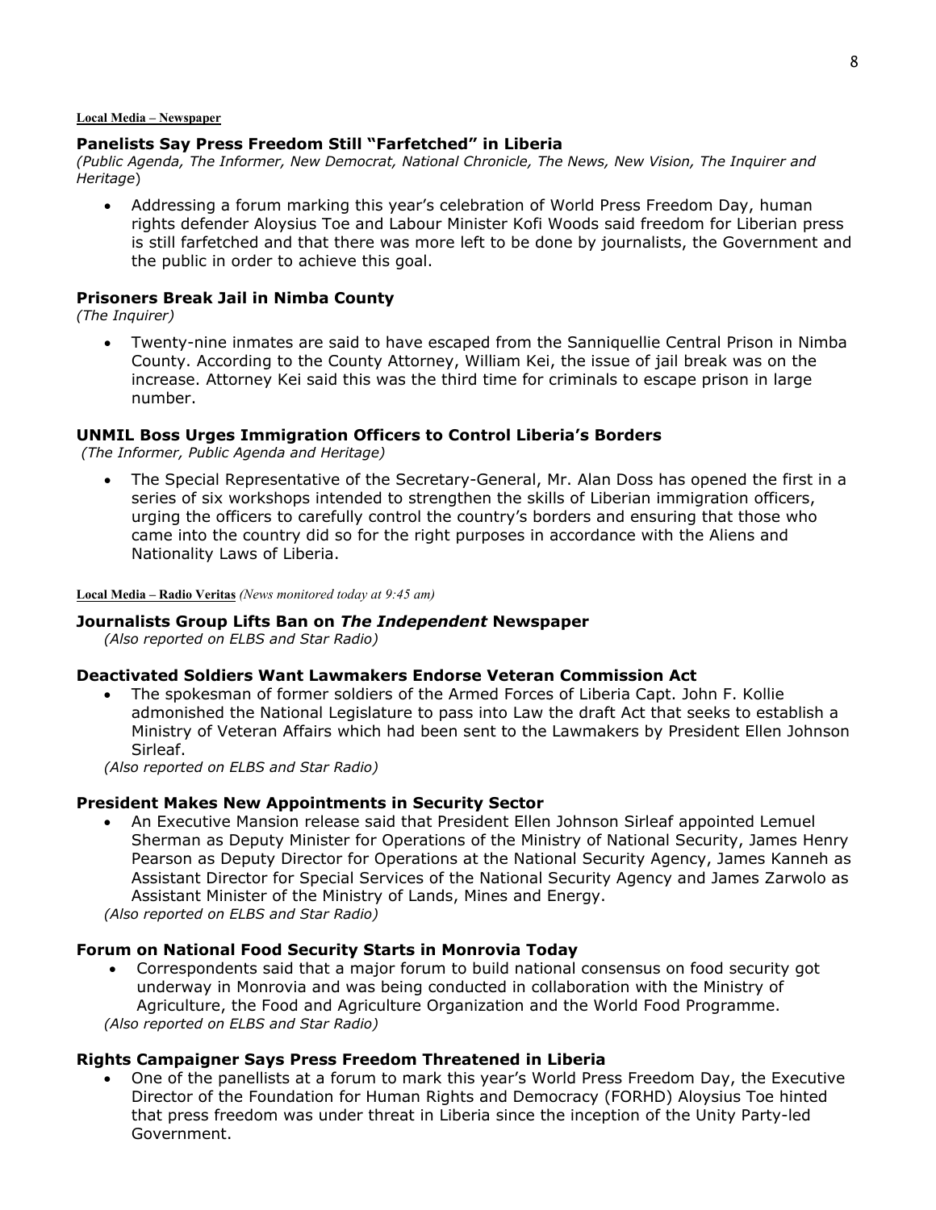**Local Media – Newspaper**

### Panelists Say Press Freedom Still "Farfetched" in Liberia
*(Public Agenda, The Informer, New Democrat, National Chronicle, The News, New Vision, The Inquirer and Heritage*)

- Addressing a forum marking this year's celebration of World Press Freedom Day, human rights defender Aloysius Toe and Labour Minister Kofi Woods said freedom for Liberian press is still farfetched and that there was more left to be done by journalists, the Government and the public in order to achieve this goal.

### Prisoners Break Jail in Nimba County
*(The Inquirer)*

- Twenty-nine inmates are said to have escaped from the Sanniquellie Central Prison in Nimba County. According to the County Attorney, William Kei, the issue of jail break was on the increase. Attorney Kei said this was the third time for criminals to escape prison in large number.

### UNMIL Boss Urges Immigration Officers to Control Liberia's Borders
*(The Informer, Public Agenda and Heritage)*

- The Special Representative of the Secretary-General, Mr. Alan Doss has opened the first in a series of six workshops intended to strengthen the skills of Liberian immigration officers, urging the officers to carefully control the country's borders and ensuring that those who came into the country did so for the right purposes in accordance with the Aliens and Nationality Laws of Liberia.

**Local Media – Radio Veritas** *(News monitored today at 9:45 am)*

### Journalists Group Lifts Ban on *The Independent* Newspaper
*(Also reported on ELBS and Star Radio)*

### Deactivated Soldiers Want Lawmakers Endorse Veteran Commission Act

- The spokesman of former soldiers of the Armed Forces of Liberia Capt. John F. Kollie admonished the National Legislature to pass into Law the draft Act that seeks to establish a Ministry of Veteran Affairs which had been sent to the Lawmakers by President Ellen Johnson Sirleaf.

*(Also reported on ELBS and Star Radio)*

### President Makes New Appointments in Security Sector

- An Executive Mansion release said that President Ellen Johnson Sirleaf appointed Lemuel Sherman as Deputy Minister for Operations of the Ministry of National Security, James Henry Pearson as Deputy Director for Operations at the National Security Agency, James Kanneh as Assistant Director for Special Services of the National Security Agency and James Zarwolo as Assistant Minister of the Ministry of Lands, Mines and Energy.

*(Also reported on ELBS and Star Radio)*

### Forum on National Food Security Starts in Monrovia Today

- Correspondents said that a major forum to build national consensus on food security got underway in Monrovia and was being conducted in collaboration with the Ministry of Agriculture, the Food and Agriculture Organization and the World Food Programme.

*(Also reported on ELBS and Star Radio)*

### Rights Campaigner Says Press Freedom Threatened in Liberia

- One of the panellists at a forum to mark this year's World Press Freedom Day, the Executive Director of the Foundation for Human Rights and Democracy (FORHD) Aloysius Toe hinted that press freedom was under threat in Liberia since the inception of the Unity Party-led Government.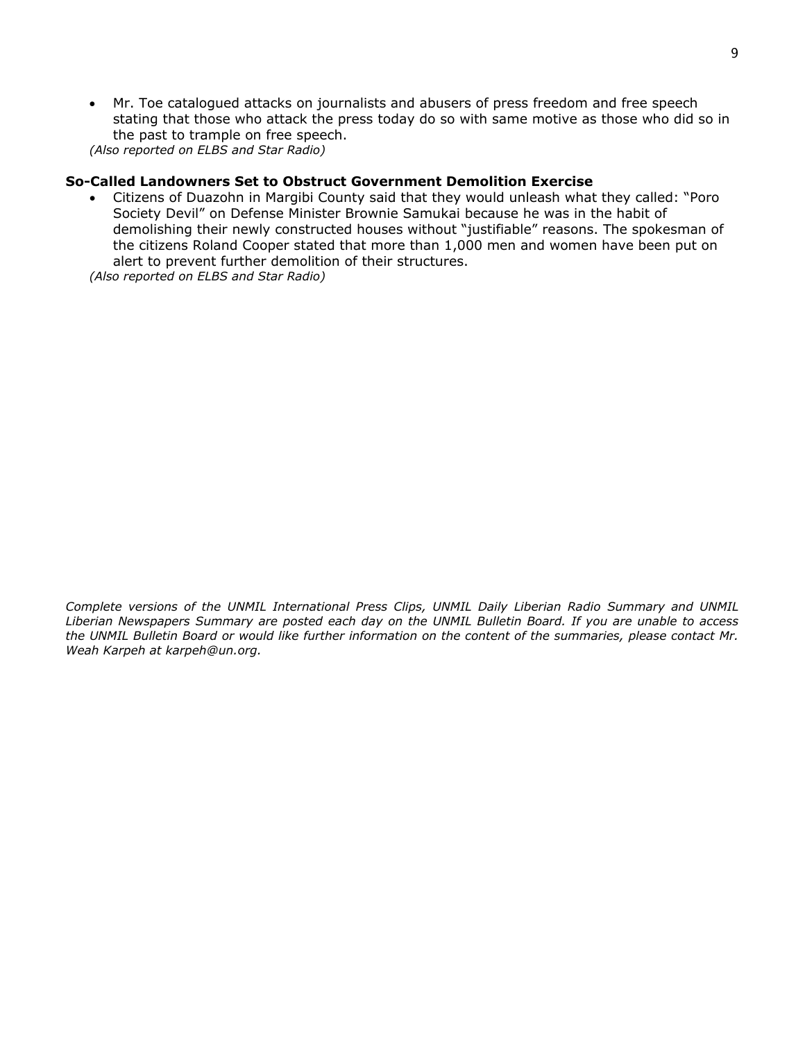- Mr. Toe catalogued attacks on journalists and abusers of press freedom and free speech stating that those who attack the press today do so with same motive as those who did so in the past to trample on free speech.

*(Also reported on ELBS and Star Radio)*

**So-Called Landowners Set to Obstruct Government Demolition Exercise**

- Citizens of Duazohn in Margibi County said that they would unleash what they called: "Poro Society Devil" on Defense Minister Brownie Samukai because he was in the habit of demolishing their newly constructed houses without "justifiable" reasons. The spokesman of the citizens Roland Cooper stated that more than 1,000 men and women have been put on alert to prevent further demolition of their structures.

*(Also reported on ELBS and Star Radio)*

*Complete versions of the UNMIL International Press Clips, UNMIL Daily Liberian Radio Summary and UNMIL Liberian Newspapers Summary are posted each day on the UNMIL Bulletin Board. If you are unable to access the UNMIL Bulletin Board or would like further information on the content of the summaries, please contact Mr. Weah Karpeh at karpeh@un.org.*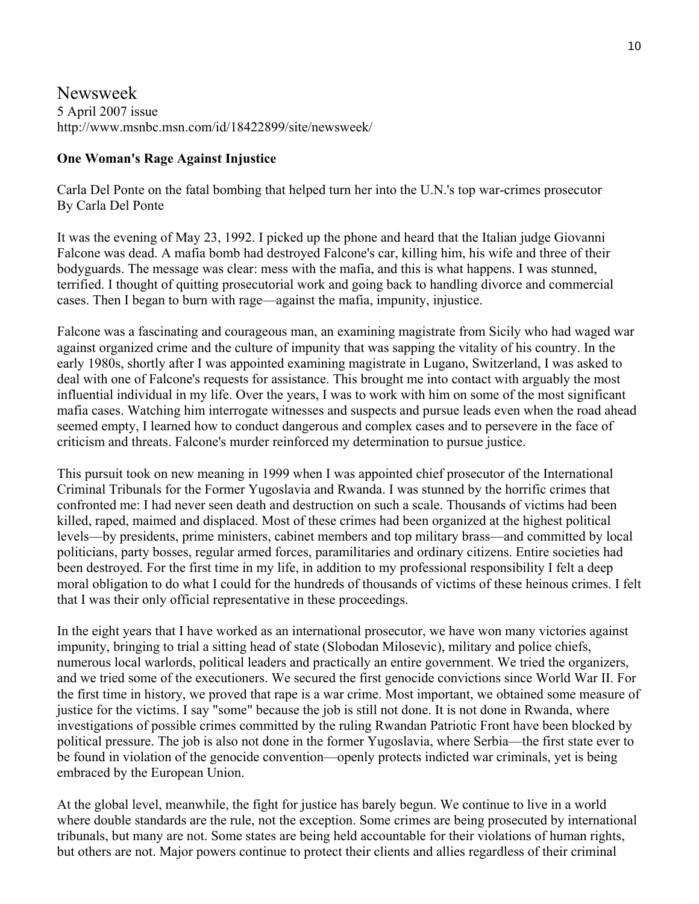Newsweek
5 April 2007 issue
http://www.msnbc.msn.com/id/18422899/site/newsweek/

**One Woman's Rage Against Injustice**

Carla Del Ponte on the fatal bombing that helped turn her into the U.N.'s top war-crimes prosecutor
By Carla Del Ponte

It was the evening of May 23, 1992. I picked up the phone and heard that the Italian judge Giovanni Falcone was dead. A mafia bomb had destroyed Falcone's car, killing him, his wife and three of their bodyguards. The message was clear: mess with the mafia, and this is what happens. I was stunned, terrified. I thought of quitting prosecutorial work and going back to handling divorce and commercial cases. Then I began to burn with rage—against the mafia, impunity, injustice.

Falcone was a fascinating and courageous man, an examining magistrate from Sicily who had waged war against organized crime and the culture of impunity that was sapping the vitality of his country. In the early 1980s, shortly after I was appointed examining magistrate in Lugano, Switzerland, I was asked to deal with one of Falcone's requests for assistance. This brought me into contact with arguably the most influential individual in my life. Over the years, I was to work with him on some of the most significant mafia cases. Watching him interrogate witnesses and suspects and pursue leads even when the road ahead seemed empty, I learned how to conduct dangerous and complex cases and to persevere in the face of criticism and threats. Falcone's murder reinforced my determination to pursue justice.

This pursuit took on new meaning in 1999 when I was appointed chief prosecutor of the International Criminal Tribunals for the Former Yugoslavia and Rwanda. I was stunned by the horrific crimes that confronted me: I had never seen death and destruction on such a scale. Thousands of victims had been killed, raped, maimed and displaced. Most of these crimes had been organized at the highest political levels—by presidents, prime ministers, cabinet members and top military brass—and committed by local politicians, party bosses, regular armed forces, paramilitaries and ordinary citizens. Entire societies had been destroyed. For the first time in my life, in addition to my professional responsibility I felt a deep moral obligation to do what I could for the hundreds of thousands of victims of these heinous crimes. I felt that I was their only official representative in these proceedings.

In the eight years that I have worked as an international prosecutor, we have won many victories against impunity, bringing to trial a sitting head of state (Slobodan Milosevic), military and police chiefs, numerous local warlords, political leaders and practically an entire government. We tried the organizers, and we tried some of the executioners. We secured the first genocide convictions since World War II. For the first time in history, we proved that rape is a war crime. Most important, we obtained some measure of justice for the victims. I say "some" because the job is still not done. It is not done in Rwanda, where investigations of possible crimes committed by the ruling Rwandan Patriotic Front have been blocked by political pressure. The job is also not done in the former Yugoslavia, where Serbia—the first state ever to be found in violation of the genocide convention—openly protects indicted war criminals, yet is being embraced by the European Union.

At the global level, meanwhile, the fight for justice has barely begun. We continue to live in a world where double standards are the rule, not the exception. Some crimes are being prosecuted by international tribunals, but many are not. Some states are being held accountable for their violations of human rights, but others are not. Major powers continue to protect their clients and allies regardless of their criminal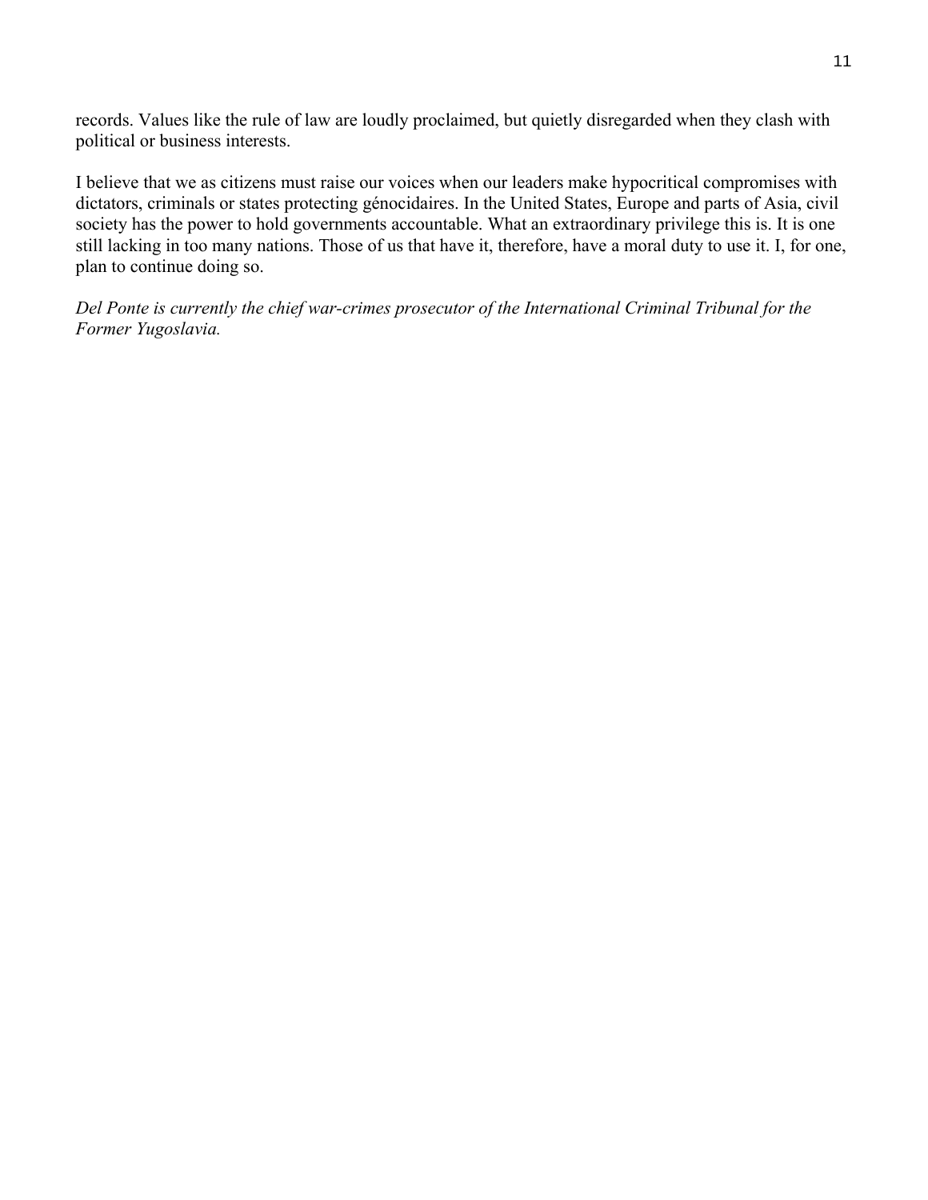records. Values like the rule of law are loudly proclaimed, but quietly disregarded when they clash with political or business interests.

I believe that we as citizens must raise our voices when our leaders make hypocritical compromises with dictators, criminals or states protecting génocidaires. In the United States, Europe and parts of Asia, civil society has the power to hold governments accountable. What an extraordinary privilege this is. It is one still lacking in too many nations. Those of us that have it, therefore, have a moral duty to use it. I, for one, plan to continue doing so.

*Del Ponte is currently the chief war-crimes prosecutor of the International Criminal Tribunal for the Former Yugoslavia.*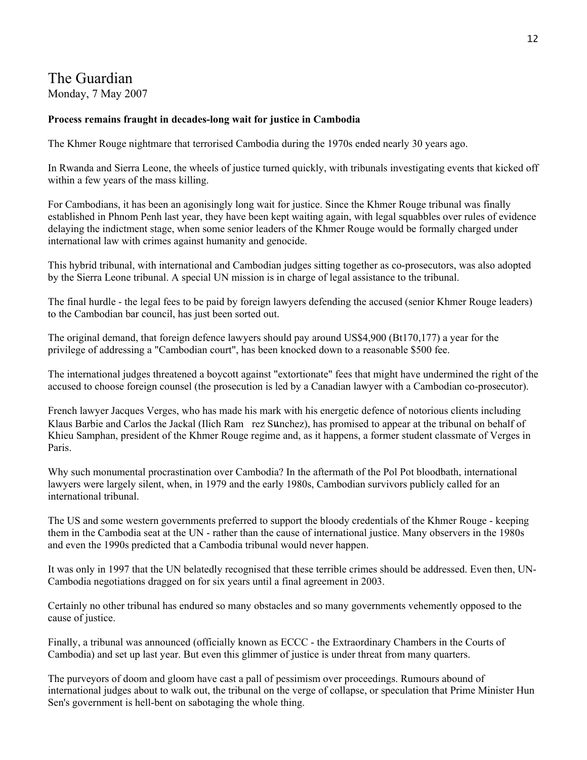# The Guardian

Monday, 7 May 2007

**Process remains fraught in decades-long wait for justice in Cambodia**

The Khmer Rouge nightmare that terrorised Cambodia during the 1970s ended nearly 30 years ago.

In Rwanda and Sierra Leone, the wheels of justice turned quickly, with tribunals investigating events that kicked off within a few years of the mass killing.

For Cambodians, it has been an agonisingly long wait for justice. Since the Khmer Rouge tribunal was finally established in Phnom Penh last year, they have been kept waiting again, with legal squabbles over rules of evidence delaying the indictment stage, when some senior leaders of the Khmer Rouge would be formally charged under international law with crimes against humanity and genocide.

This hybrid tribunal, with international and Cambodian judges sitting together as co-prosecutors, was also adopted by the Sierra Leone tribunal. A special UN mission is in charge of legal assistance to the tribunal.

The final hurdle - the legal fees to be paid by foreign lawyers defending the accused (senior Khmer Rouge leaders) to the Cambodian bar council, has just been sorted out.

The original demand, that foreign defence lawyers should pay around US$4,900 (Bt170,177) a year for the privilege of addressing a "Cambodian court", has been knocked down to a reasonable $500 fee.

The international judges threatened a boycott against "extortionate" fees that might have undermined the right of the accused to choose foreign counsel (the prosecution is led by a Canadian lawyer with a Cambodian co-prosecutor).

French lawyer Jacques Verges, who has made his mark with his energetic defence of notorious clients including Klaus Barbie and Carlos the Jackal (Ilich Ram rez Sшnchez), has promised to appear at the tribunal on behalf of Khieu Samphan, president of the Khmer Rouge regime and, as it happens, a former student classmate of Verges in Paris.

Why such monumental procrastination over Cambodia? In the aftermath of the Pol Pot bloodbath, international lawyers were largely silent, when, in 1979 and the early 1980s, Cambodian survivors publicly called for an international tribunal.

The US and some western governments preferred to support the bloody credentials of the Khmer Rouge - keeping them in the Cambodia seat at the UN - rather than the cause of international justice. Many observers in the 1980s and even the 1990s predicted that a Cambodia tribunal would never happen.

It was only in 1997 that the UN belatedly recognised that these terrible crimes should be addressed. Even then, UN-Cambodia negotiations dragged on for six years until a final agreement in 2003.

Certainly no other tribunal has endured so many obstacles and so many governments vehemently opposed to the cause of justice.

Finally, a tribunal was announced (officially known as ECCC - the Extraordinary Chambers in the Courts of Cambodia) and set up last year. But even this glimmer of justice is under threat from many quarters.

The purveyors of doom and gloom have cast a pall of pessimism over proceedings. Rumours abound of international judges about to walk out, the tribunal on the verge of collapse, or speculation that Prime Minister Hun Sen's government is hell-bent on sabotaging the whole thing.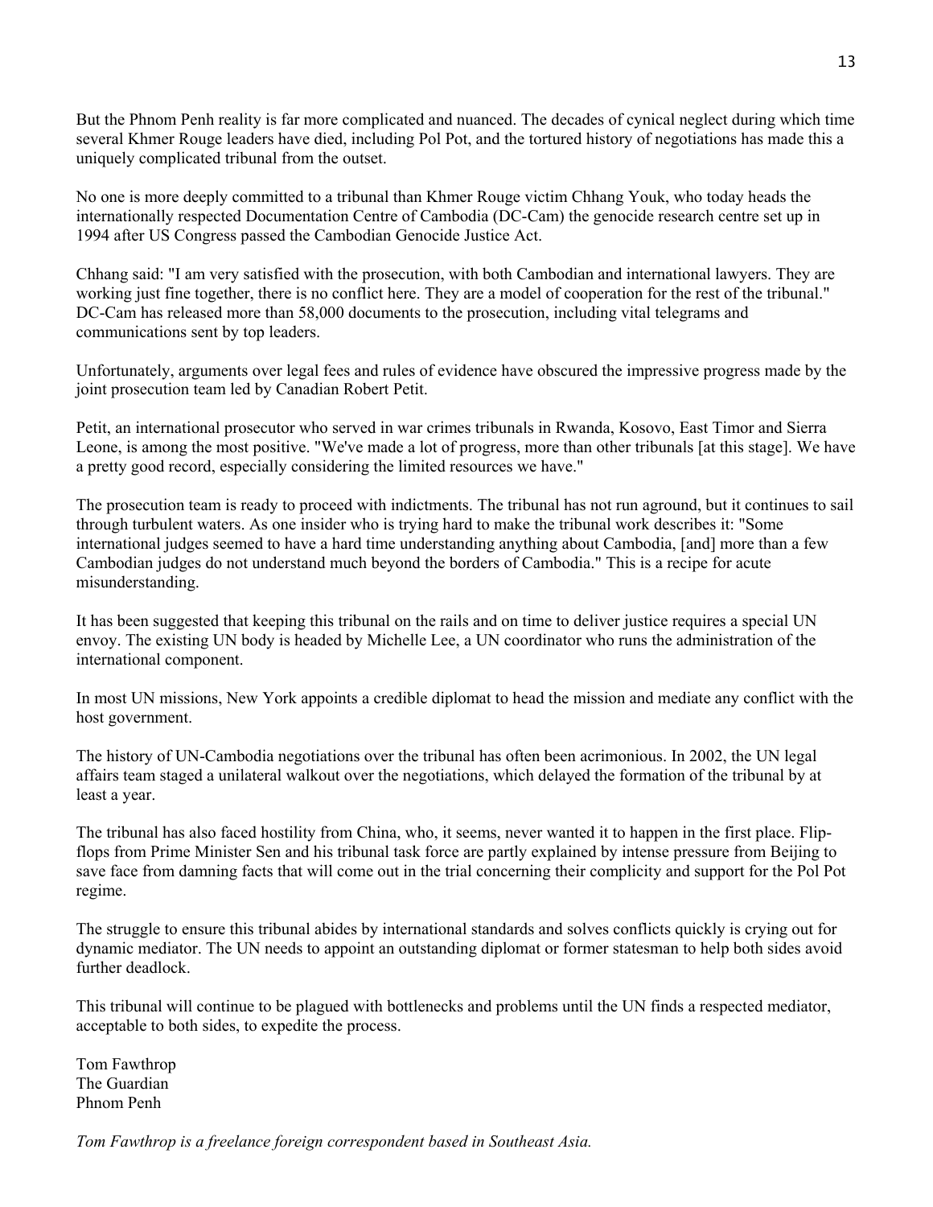But the Phnom Penh reality is far more complicated and nuanced. The decades of cynical neglect during which time several Khmer Rouge leaders have died, including Pol Pot, and the tortured history of negotiations has made this a uniquely complicated tribunal from the outset.

No one is more deeply committed to a tribunal than Khmer Rouge victim Chhang Youk, who today heads the internationally respected Documentation Centre of Cambodia (DC-Cam) the genocide research centre set up in 1994 after US Congress passed the Cambodian Genocide Justice Act.

Chhang said: "I am very satisfied with the prosecution, with both Cambodian and international lawyers. They are working just fine together, there is no conflict here. They are a model of cooperation for the rest of the tribunal." DC-Cam has released more than 58,000 documents to the prosecution, including vital telegrams and communications sent by top leaders.

Unfortunately, arguments over legal fees and rules of evidence have obscured the impressive progress made by the joint prosecution team led by Canadian Robert Petit.

Petit, an international prosecutor who served in war crimes tribunals in Rwanda, Kosovo, East Timor and Sierra Leone, is among the most positive. "We've made a lot of progress, more than other tribunals [at this stage]. We have a pretty good record, especially considering the limited resources we have."

The prosecution team is ready to proceed with indictments. The tribunal has not run aground, but it continues to sail through turbulent waters. As one insider who is trying hard to make the tribunal work describes it: "Some international judges seemed to have a hard time understanding anything about Cambodia, [and] more than a few Cambodian judges do not understand much beyond the borders of Cambodia." This is a recipe for acute misunderstanding.

It has been suggested that keeping this tribunal on the rails and on time to deliver justice requires a special UN envoy. The existing UN body is headed by Michelle Lee, a UN coordinator who runs the administration of the international component.

In most UN missions, New York appoints a credible diplomat to head the mission and mediate any conflict with the host government.

The history of UN-Cambodia negotiations over the tribunal has often been acrimonious. In 2002, the UN legal affairs team staged a unilateral walkout over the negotiations, which delayed the formation of the tribunal by at least a year.

The tribunal has also faced hostility from China, who, it seems, never wanted it to happen in the first place. Flip-flops from Prime Minister Sen and his tribunal task force are partly explained by intense pressure from Beijing to save face from damning facts that will come out in the trial concerning their complicity and support for the Pol Pot regime.

The struggle to ensure this tribunal abides by international standards and solves conflicts quickly is crying out for dynamic mediator. The UN needs to appoint an outstanding diplomat or former statesman to help both sides avoid further deadlock.

This tribunal will continue to be plagued with bottlenecks and problems until the UN finds a respected mediator, acceptable to both sides, to expedite the process.

Tom Fawthrop  
The Guardian  
Phnom Penh

*Tom Fawthrop is a freelance foreign correspondent based in Southeast Asia.*